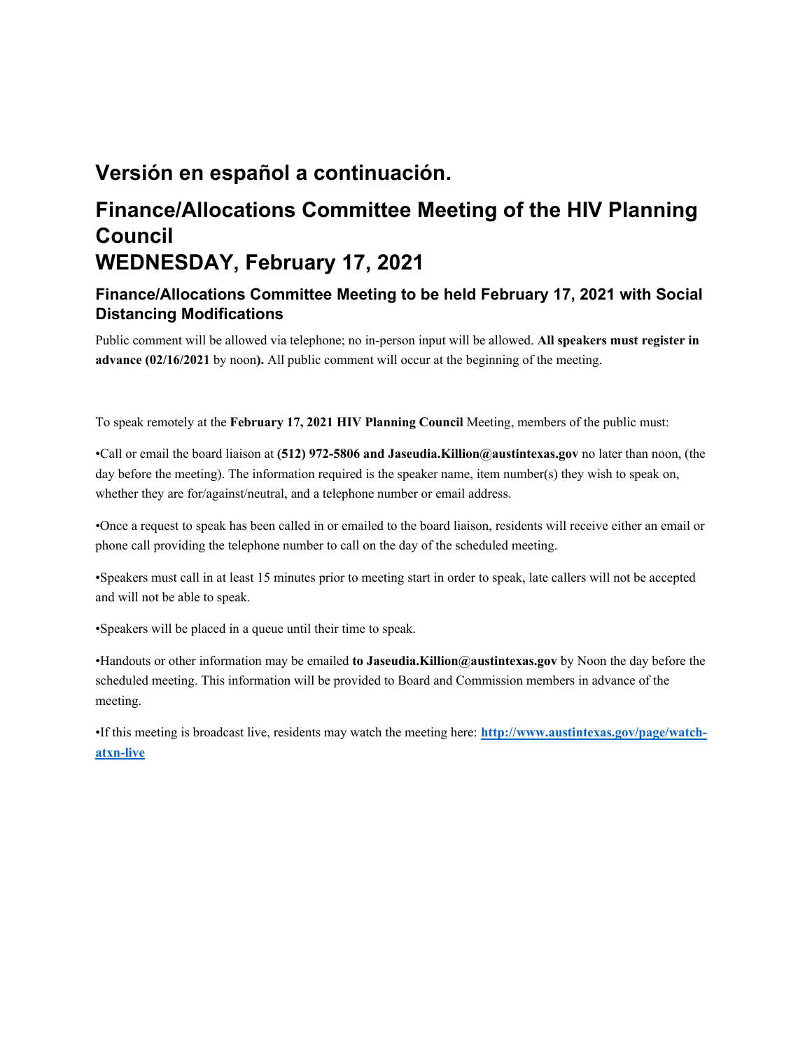## Versión en español a continuación.

## Finance/Allocations Committee Meeting of the HIV Planning Council WEDNESDAY, February 17, 2021

### Finance/Allocations Committee Meeting to be held February 17, 2021 with Social Distancing Modifications

Public comment will be allowed via telephone; no in-person input will be allowed. **All speakers must register in advance (02/16/2021** by noon**).** All public comment will occur at the beginning of the meeting.

To speak remotely at the **February 17, 2021 HIV Planning Council** Meeting, members of the public must:

•Call or email the board liaison at **(512) 972-5806 and Jaseudia.Killion@austintexas.gov** no later than noon, (the day before the meeting). The information required is the speaker name, item number(s) they wish to speak on, whether they are for/against/neutral, and a telephone number or email address.

•Once a request to speak has been called in or emailed to the board liaison, residents will receive either an email or phone call providing the telephone number to call on the day of the scheduled meeting.

•Speakers must call in at least 15 minutes prior to meeting start in order to speak, late callers will not be accepted and will not be able to speak.

•Speakers will be placed in a queue until their time to speak.

•Handouts or other information may be emailed **to Jaseudia.Killion@austintexas.gov** by Noon the day before the scheduled meeting. This information will be provided to Board and Commission members in advance of the meeting.

•If this meeting is broadcast live, residents may watch the meeting here: **[http://www.austintexas.gov/page/watch-atxn-live](http://www.austintexas.gov/page/watch-atxn-live)**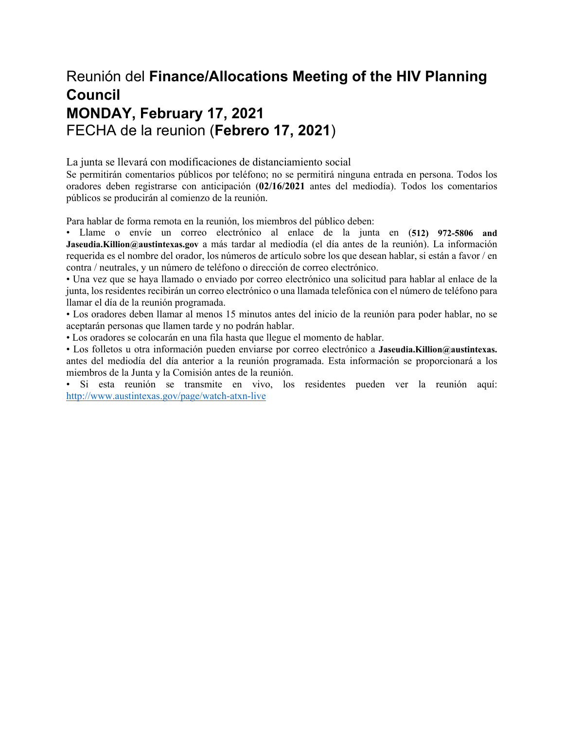## Reunión del **Finance/Allocations Meeting of the HIV Planning Council**
## **MONDAY, February 17, 2021**
## FECHA de la reunion (**Febrero 17, 2021**)

La junta se llevará con modificaciones de distanciamiento social

Se permitirán comentarios públicos por teléfono; no se permitirá ninguna entrada en persona. Todos los oradores deben registrarse con anticipación (**02/16/2021** antes del mediodía). Todos los comentarios públicos se producirán al comienzo de la reunión.

Para hablar de forma remota en la reunión, los miembros del público deben:

- Llame o envíe un correo electrónico al enlace de la junta en (**512) 972-5806 and Jaseudia.Killion@austintexas.gov** a más tardar al mediodía (el día antes de la reunión). La información requerida es el nombre del orador, los números de artículo sobre los que desean hablar, si están a favor / en contra / neutrales, y un número de teléfono o dirección de correo electrónico.
- Una vez que se haya llamado o enviado por correo electrónico una solicitud para hablar al enlace de la junta, los residentes recibirán un correo electrónico o una llamada telefónica con el número de teléfono para llamar el día de la reunión programada.
- Los oradores deben llamar al menos 15 minutos antes del inicio de la reunión para poder hablar, no se aceptarán personas que llamen tarde y no podrán hablar.
- Los oradores se colocarán en una fila hasta que llegue el momento de hablar.
- Los folletos u otra información pueden enviarse por correo electrónico a **Jaseudia.Killion@austintexas.** antes del mediodía del día anterior a la reunión programada. Esta información se proporcionará a los miembros de la Junta y la Comisión antes de la reunión.
- Si esta reunión se transmite en vivo, los residentes pueden ver la reunión aquí: http://www.austintexas.gov/page/watch-atxn-live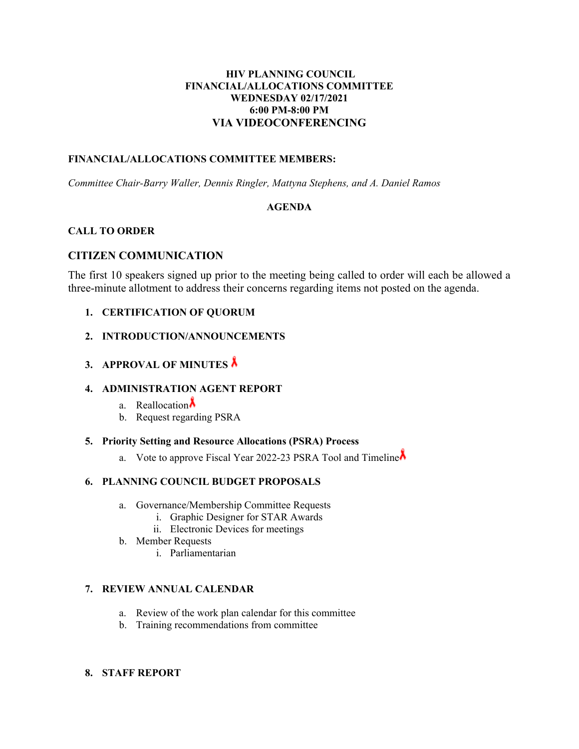**HIV PLANNING COUNCIL**
**FINANCIAL/ALLOCATIONS COMMITTEE**
**WEDNESDAY 02/17/2021**
**6:00 PM-8:00 PM**
**VIA VIDEOCONFERENCING**

**FINANCIAL/ALLOCATIONS COMMITTEE MEMBERS:**

*Committee Chair-Barry Waller, Dennis Ringler, Mattyna Stephens, and A. Daniel Ramos*

**AGENDA**

**CALL TO ORDER**

**CITIZEN COMMUNICATION**

The first 10 speakers signed up prior to the meeting being called to order will each be allowed a three-minute allotment to address their concerns regarding items not posted on the agenda.

1. **CERTIFICATION OF QUORUM**
2. **INTRODUCTION/ANNOUNCEMENTS**
3. **APPROVAL OF MINUTES**
4. **ADMINISTRATION AGENT REPORT**
   a. Reallocation
   b. Request regarding PSRA
5. **Priority Setting and Resource Allocations (PSRA) Process**
   a. Vote to approve Fiscal Year 2022-23 PSRA Tool and Timeline
6. **PLANNING COUNCIL BUDGET PROPOSALS**
   a. Governance/Membership Committee Requests
      i. Graphic Designer for STAR Awards
      ii. Electronic Devices for meetings
   b. Member Requests
      i. Parliamentarian
7. **REVIEW ANNUAL CALENDAR**
   a. Review of the work plan calendar for this committee
   b. Training recommendations from committee
8. **STAFF REPORT**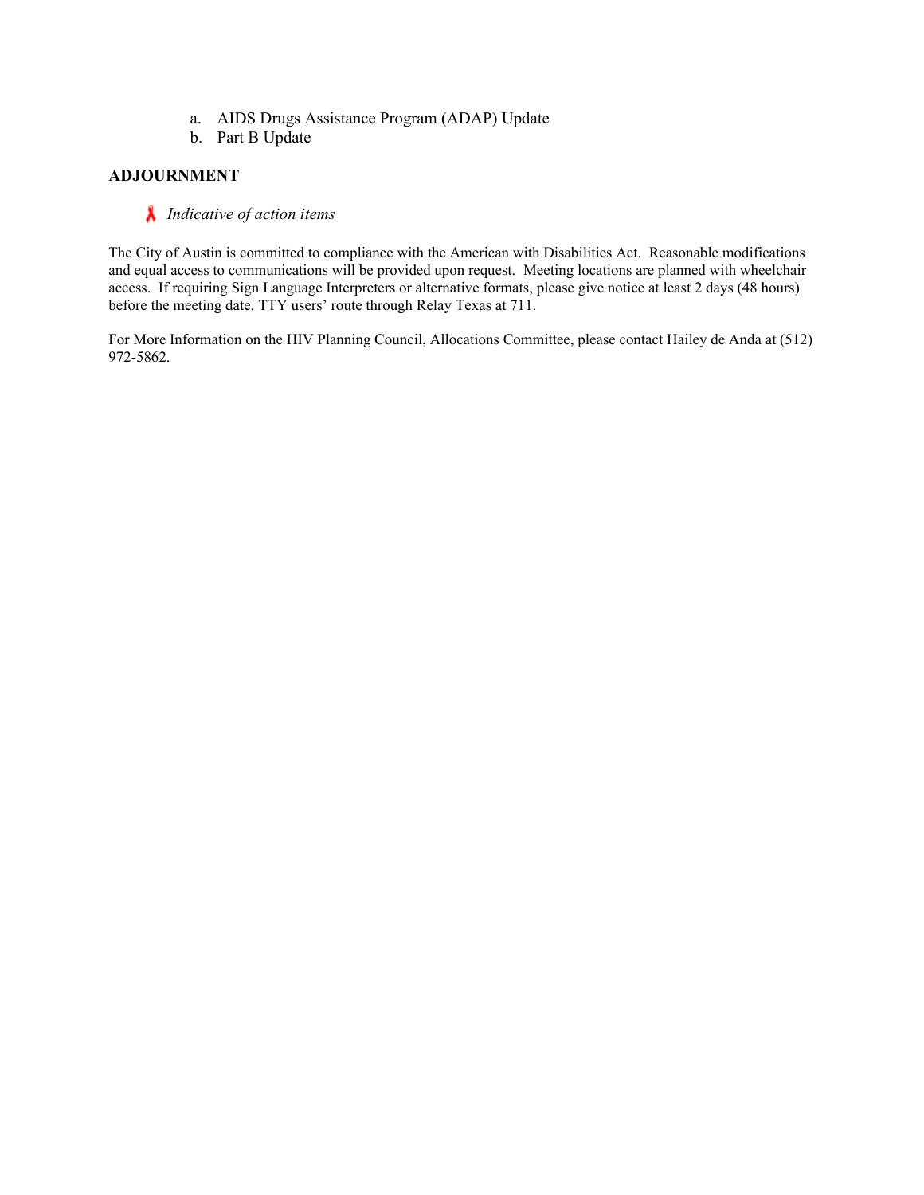a. AIDS Drugs Assistance Program (ADAP) Update
b. Part B Update

**ADJOURNMENT**

🎗 *Indicative of action items*

The City of Austin is committed to compliance with the American with Disabilities Act. Reasonable modifications and equal access to communications will be provided upon request. Meeting locations are planned with wheelchair access. If requiring Sign Language Interpreters or alternative formats, please give notice at least 2 days (48 hours) before the meeting date. TTY users' route through Relay Texas at 711.

For More Information on the HIV Planning Council, Allocations Committee, please contact Hailey de Anda at (512) 972-5862.